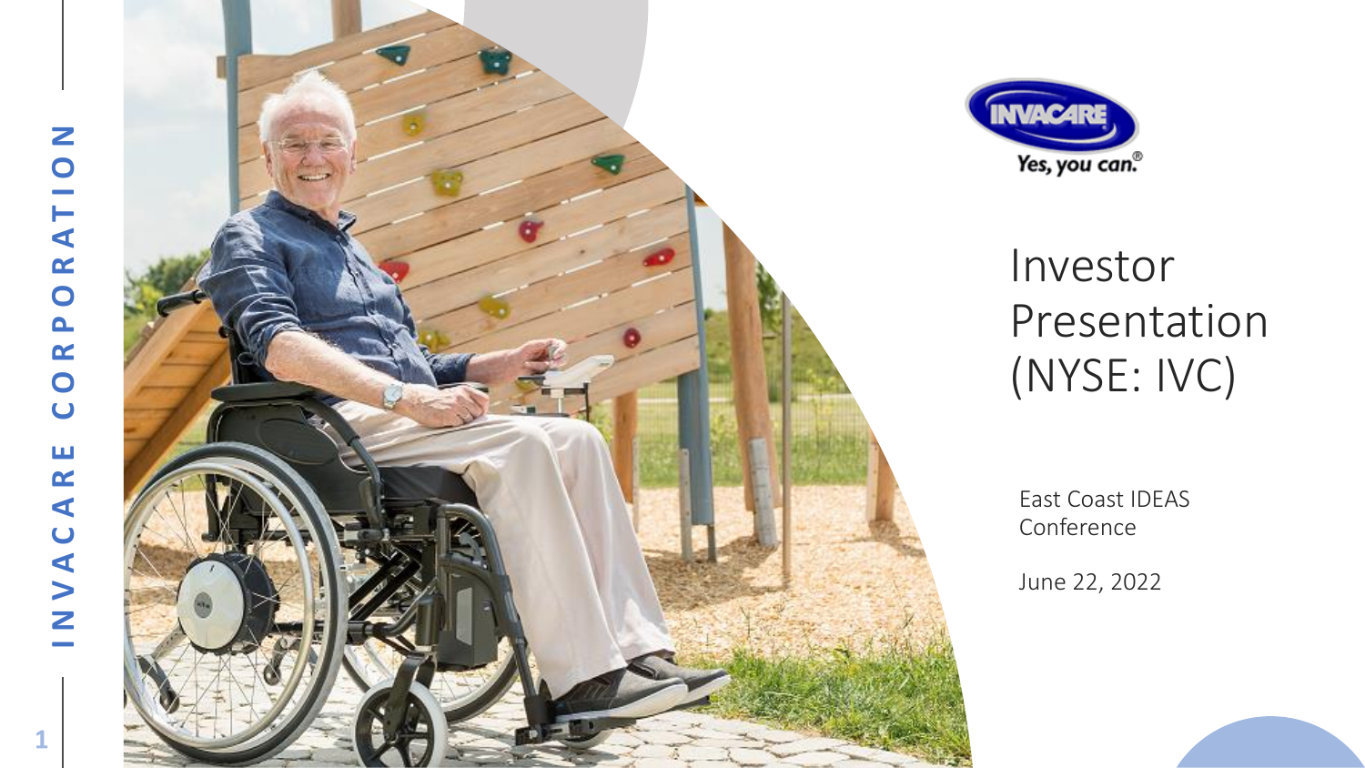INVACARE CORPORATION

INVACARE
Yes, you can.®

# Investor Presentation (NYSE: IVC)

East Coast IDEAS Conference

June 22, 2022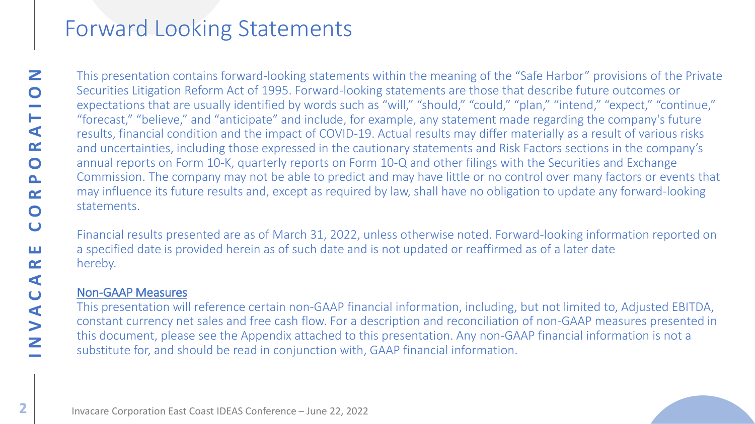# Forward Looking Statements

This presentation contains forward-looking statements within the meaning of the "Safe Harbor" provisions of the Private Securities Litigation Reform Act of 1995. Forward-looking statements are those that describe future outcomes or expectations that are usually identified by words such as "will," "should," "could," "plan," "intend," "expect," "continue," "forecast," "believe," and "anticipate" and include, for example, any statement made regarding the company's future results, financial condition and the impact of COVID-19. Actual results may differ materially as a result of various risks and uncertainties, including those expressed in the cautionary statements and Risk Factors sections in the company's annual reports on Form 10-K, quarterly reports on Form 10-Q and other filings with the Securities and Exchange Commission. The company may not be able to predict and may have little or no control over many factors or events that may influence its future results and, except as required by law, shall have no obligation to update any forward-looking statements.

Financial results presented are as of March 31, 2022, unless otherwise noted. Forward-looking information reported on a specified date is provided herein as of such date and is not updated or reaffirmed as of a later date hereby.

## Non-GAAP Measures

This presentation will reference certain non-GAAP financial information, including, but not limited to, Adjusted EBITDA, constant currency net sales and free cash flow. For a description and reconciliation of non-GAAP measures presented in this document, please see the Appendix attached to this presentation. Any non-GAAP financial information is not a substitute for, and should be read in conjunction with, GAAP financial information.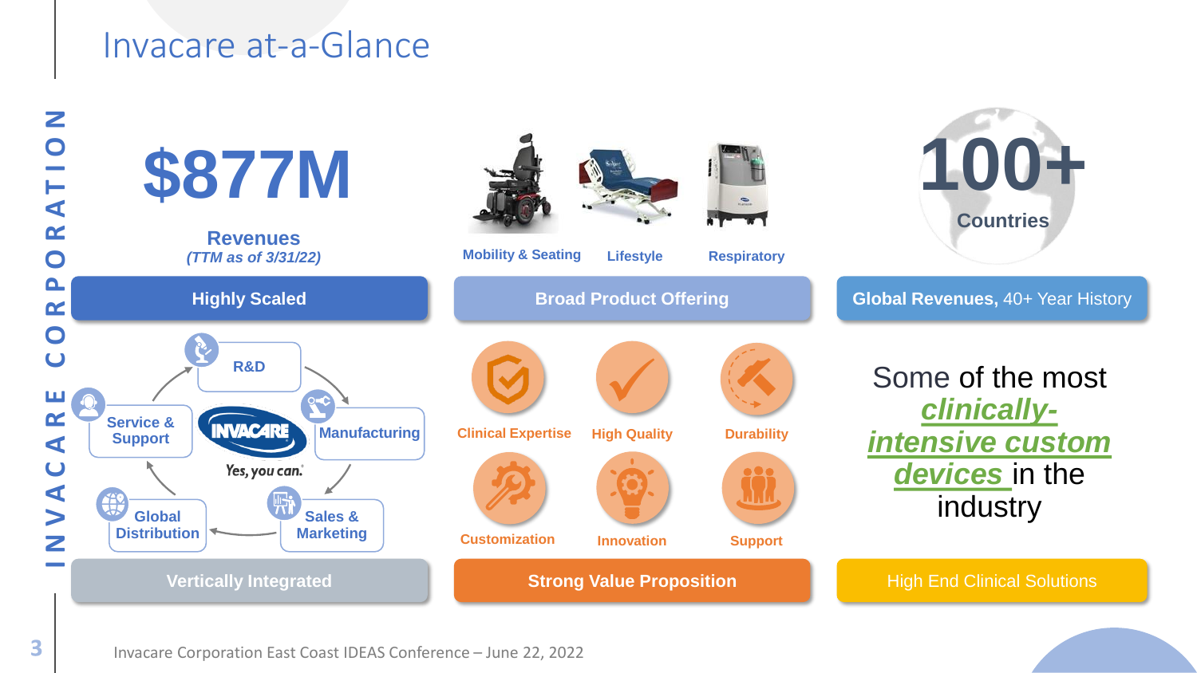# Invacare at-a-Glance

INVACARE CORPORATION

## $877M

**Revenues**
*(TTM as of 3/31/22)*

**Highly Scaled**

R&D
Manufacturing
Sales & Marketing
Global Distribution
Service & Support

INVACARE
Yes, you can.

**Vertically Integrated**

Mobility & Seating
Lifestyle
Respiratory

**Broad Product Offering**

Clinical Expertise
High Quality
Durability
Customization
Innovation
Support

**Strong Value Proposition**

## 100+

**Countries**

**Global Revenues,** 40+ Year History

Some of the most ***clinically-intensive custom devices*** in the industry

High End Clinical Solutions

Invacare Corporation East Coast IDEAS Conference – June 22, 2022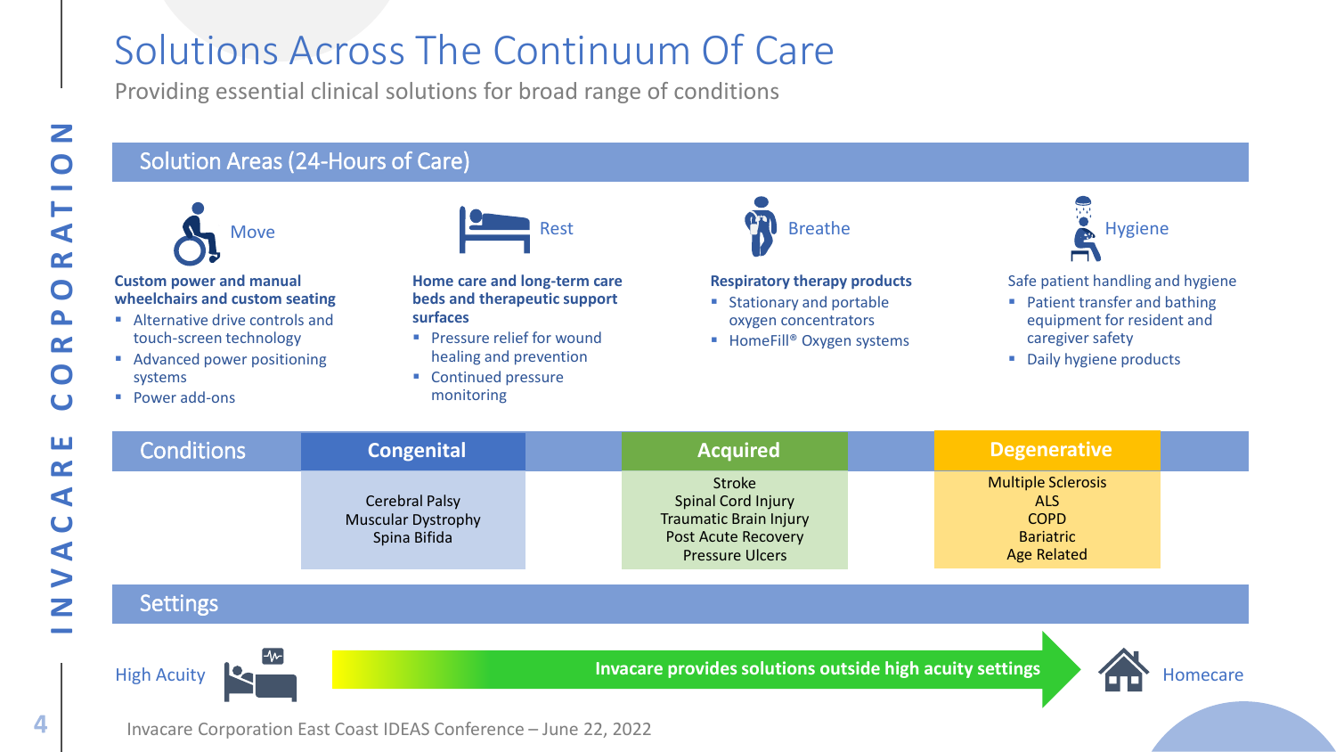# Solutions Across The Continuum Of Care

Providing essential clinical solutions for broad range of conditions

## Solution Areas (24-Hours of Care)

### Move

**Custom power and manual wheelchairs and custom seating**

- Alternative drive controls and touch-screen technology
- Advanced power positioning systems
- Power add-ons

### Rest

**Home care and long-term care beds and therapeutic support surfaces**

- Pressure relief for wound healing and prevention
- Continued pressure monitoring

### Breathe

**Respiratory therapy products**

- Stationary and portable oxygen concentrators
- HomeFill® Oxygen systems

### Hygiene

Safe patient handling and hygiene

- Patient transfer and bathing equipment for resident and caregiver safety
- Daily hygiene products

## Conditions

| Congenital | Acquired | Degenerative |
|---|---|---|
| Cerebral Palsy<br>Muscular Dystrophy<br>Spina Bifida | Stroke<br>Spinal Cord Injury<br>Traumatic Brain Injury<br>Post Acute Recovery<br>Pressure Ulcers | Multiple Sclerosis<br>ALS<br>COPD<br>Bariatric<br>Age Related |

## Settings

High Acuity → **Invacare provides solutions outside high acuity settings** → Homecare

Invacare Corporation East Coast IDEAS Conference – June 22, 2022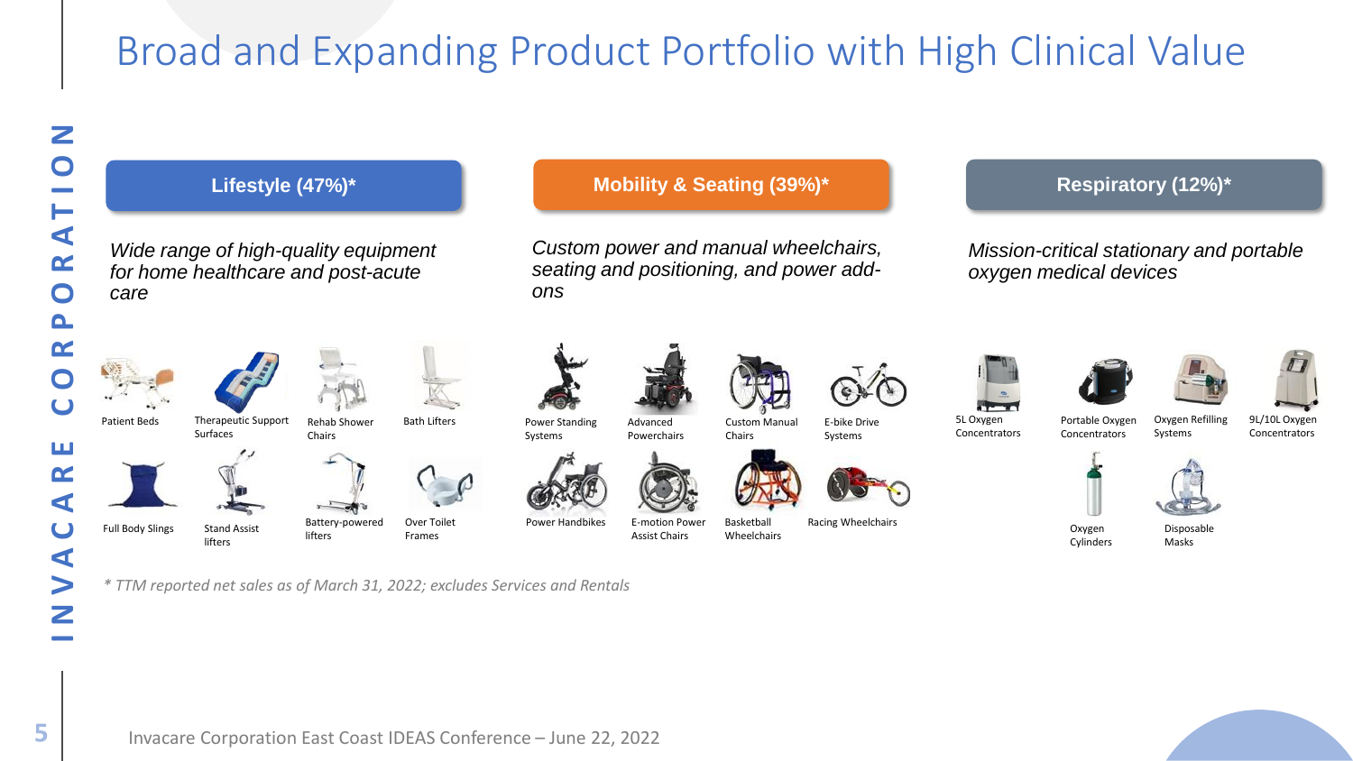# Broad and Expanding Product Portfolio with High Clinical Value

## Lifestyle (47%)*

*Wide range of high-quality equipment for home healthcare and post-acute care*

- Patient Beds
- Therapeutic Support Surfaces
- Rehab Shower Chairs
- Bath Lifters
- Full Body Slings
- Stand Assist lifters
- Battery-powered lifters
- Over Toilet Frames

## Mobility & Seating (39%)*

*Custom power and manual wheelchairs, seating and positioning, and power add-ons*

- Power Standing Systems
- Advanced Powerchairs
- Custom Manual Chairs
- E-bike Drive Systems
- Power Handbikes
- E-motion Power Assist Chairs
- Basketball Wheelchairs
- Racing Wheelchairs

## Respiratory (12%)*

*Mission-critical stationary and portable oxygen medical devices*

- 5L Oxygen Concentrators
- Portable Oxygen Concentrators
- Oxygen Refilling Systems
- 9L/10L Oxygen Concentrators
- Oxygen Cylinders
- Disposable Masks

*\* TTM reported net sales as of March 31, 2022; excludes Services and Rentals*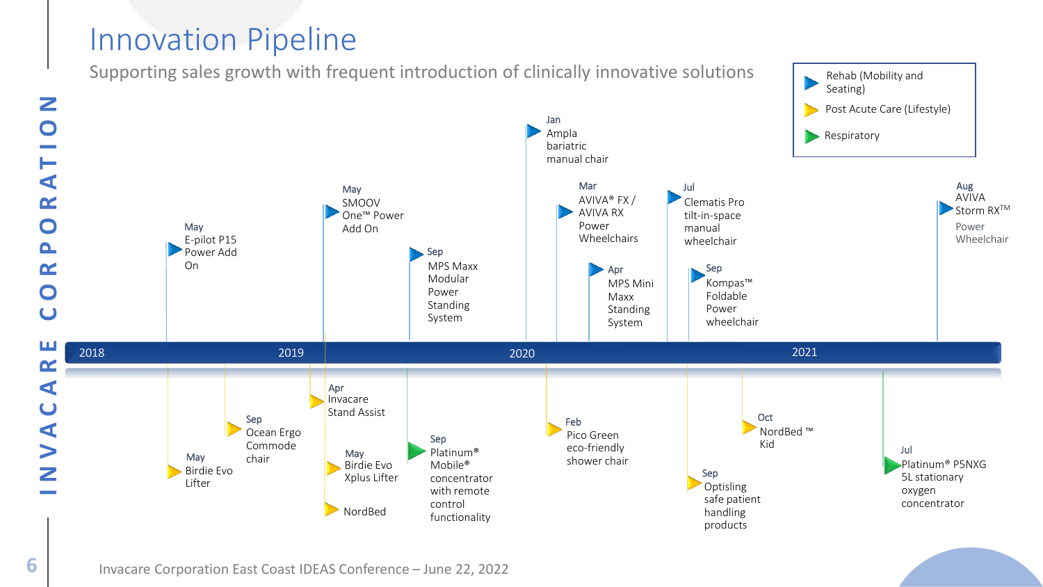# Innovation Pipeline

Supporting sales growth with frequent introduction of clinically innovative solutions

Rehab (Mobility and Seating)

Post Acute Care (Lifestyle)

Respiratory

2018

2019

2020

2021

May
E-pilot P15 Power Add On

May
Birdie Evo Lifter

Sep
Ocean Ergo Commode chair

May
SMOOV One™ Power Add On

Apr
Invacare Stand Assist

May
Birdie Evo Xplus Lifter

NordBed

Sep
MPS Maxx Modular Power Standing System

Sep
Platinum® Mobile® concentrator with remote control functionality

Jan
Ampla bariatric manual chair

Feb
Pico Green eco-friendly shower chair

Mar
AVIVA® FX / AVIVA RX Power Wheelchairs

Apr
MPS Mini Maxx Standing System

Jul
Clematis Pro tilt-in-space manual wheelchair

Sep
Kompas™ Foldable Power wheelchair

Sep
Optisling safe patient handling products

Oct
NordBed ™ Kid

Jul
Platinum® P5NXG 5L stationary oxygen concentrator

Aug
AVIVA Storm RX™ Power Wheelchair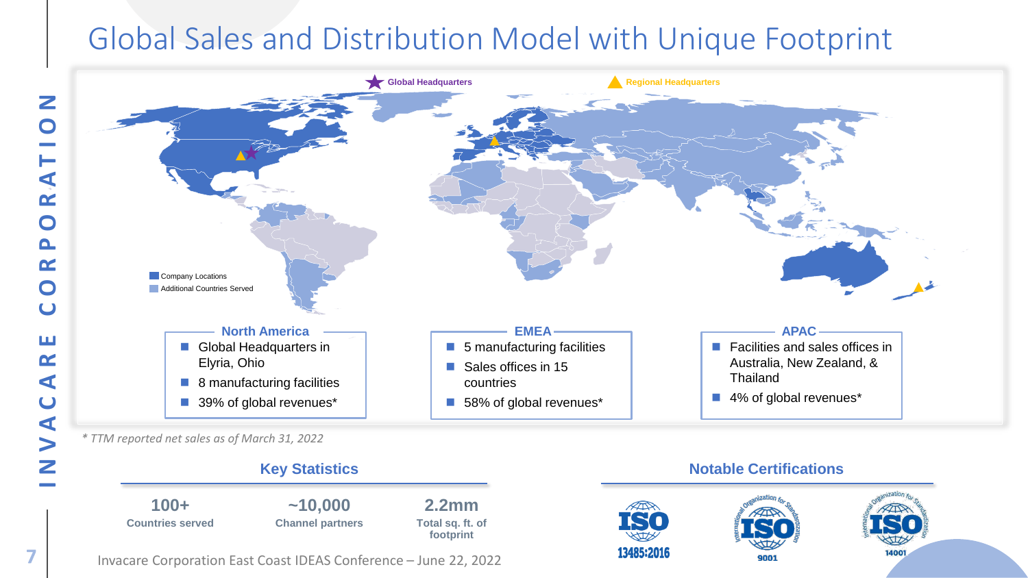# Global Sales and Distribution Model with Unique Footprint

Global Headquarters

Regional Headquarters

Company Locations

Additional Countries Served

### North America

- Global Headquarters in Elyria, Ohio
- 8 manufacturing facilities
- 39% of global revenues*

### EMEA

- 5 manufacturing facilities
- Sales offices in 15 countries
- 58% of global revenues*

### APAC

- Facilities and sales offices in Australia, New Zealand, & Thailand
- 4% of global revenues*

*\* TTM reported net sales as of March 31, 2022*

## Key Statistics

**100+**
Countries served

**~10,000**
Channel partners

**2.2mm**
Total sq. ft. of footprint

## Notable Certifications

ISO 13485:2016

ISO 9001

ISO 14001

Invacare Corporation East Coast IDEAS Conference – June 22, 2022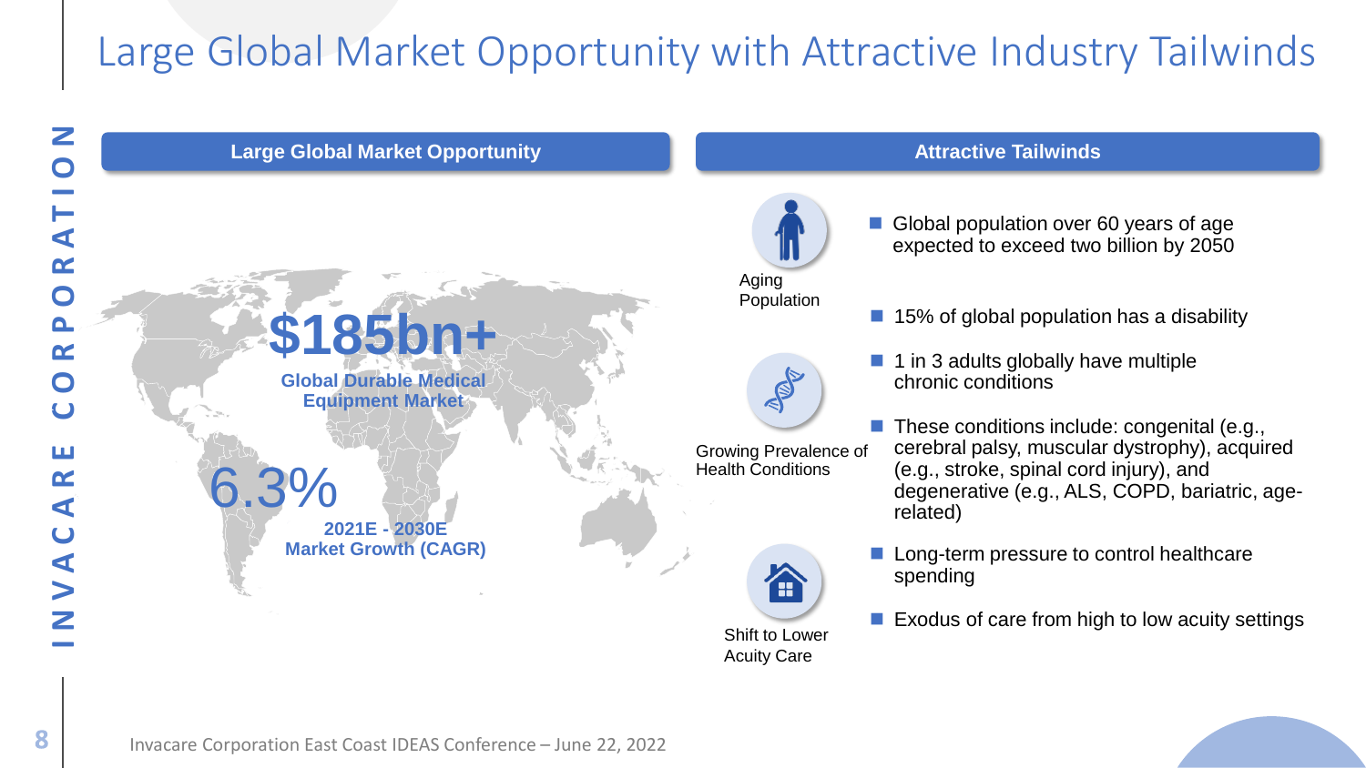# Large Global Market Opportunity with Attractive Industry Tailwinds

## Large Global Market Opportunity

**$185bn+**

**Global Durable Medical Equipment Market**

6.3%

**2021E - 2030E Market Growth (CAGR)**

## Attractive Tailwinds

Aging Population

- Global population over 60 years of age expected to exceed two billion by 2050

Growing Prevalence of Health Conditions

- 15% of global population has a disability
- 1 in 3 adults globally have multiple chronic conditions
- These conditions include: congenital (e.g., cerebral palsy, muscular dystrophy), acquired (e.g., stroke, spinal cord injury), and degenerative (e.g., ALS, COPD, bariatric, age-related)

Shift to Lower Acuity Care

- Long-term pressure to control healthcare spending
- Exodus of care from high to low acuity settings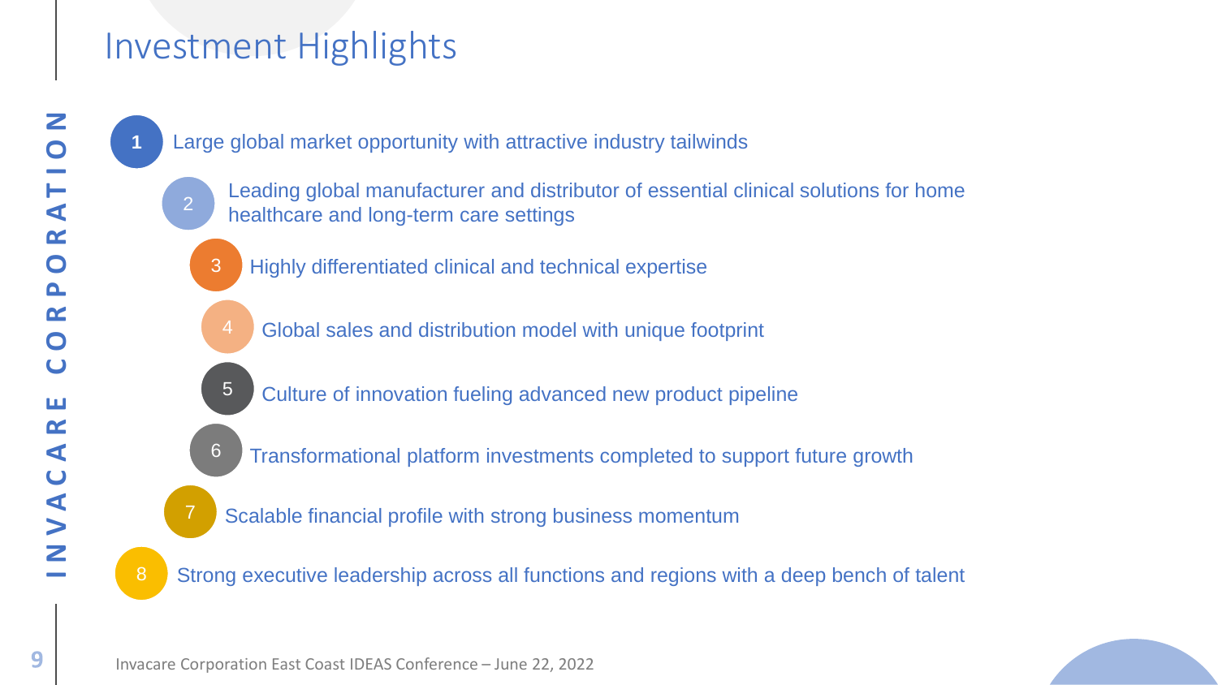# Investment Highlights

1. Large global market opportunity with attractive industry tailwinds
2. Leading global manufacturer and distributor of essential clinical solutions for home healthcare and long-term care settings
3. Highly differentiated clinical and technical expertise
4. Global sales and distribution model with unique footprint
5. Culture of innovation fueling advanced new product pipeline
6. Transformational platform investments completed to support future growth
7. Scalable financial profile with strong business momentum
8. Strong executive leadership across all functions and regions with a deep bench of talent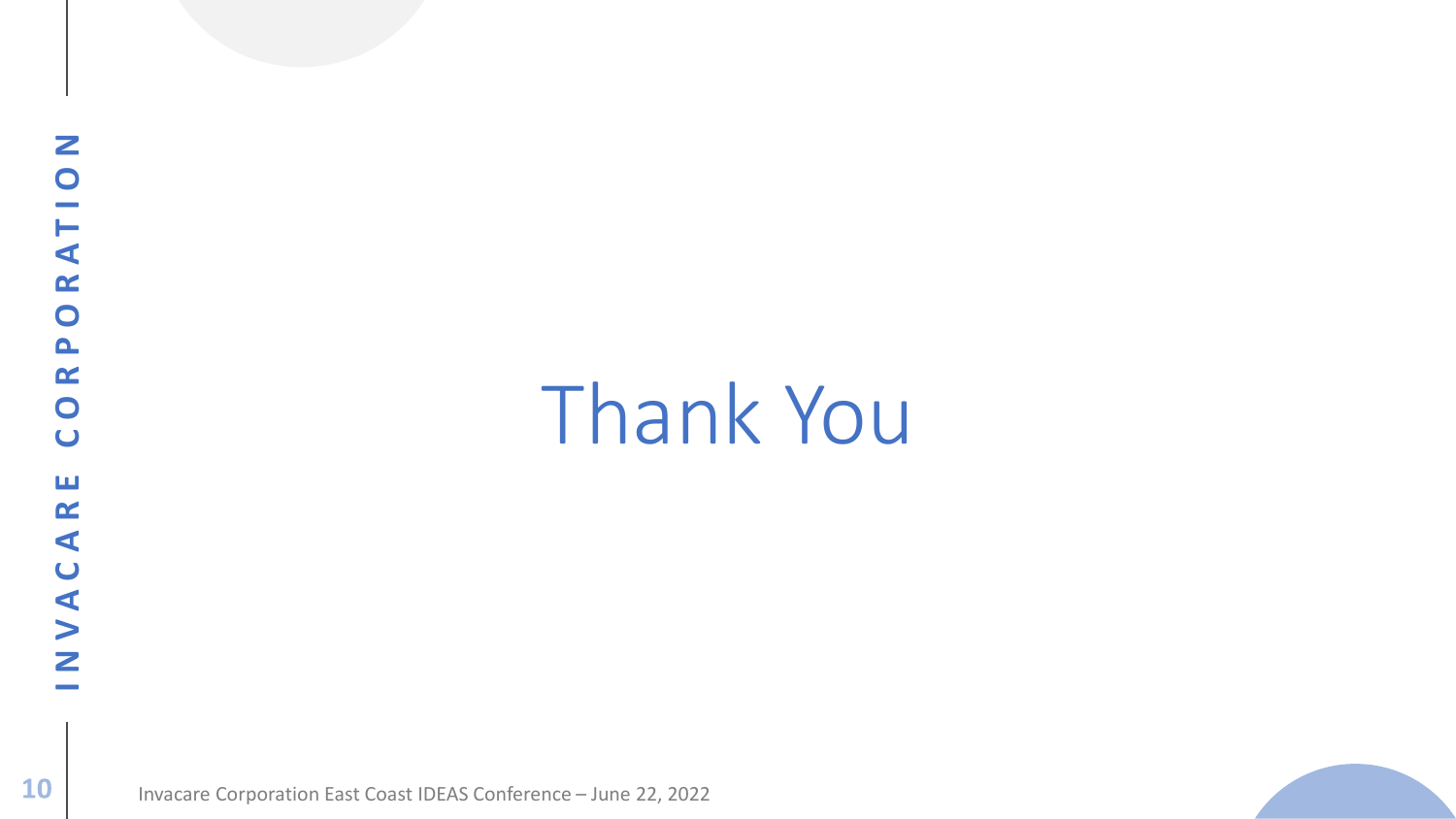# Thank You